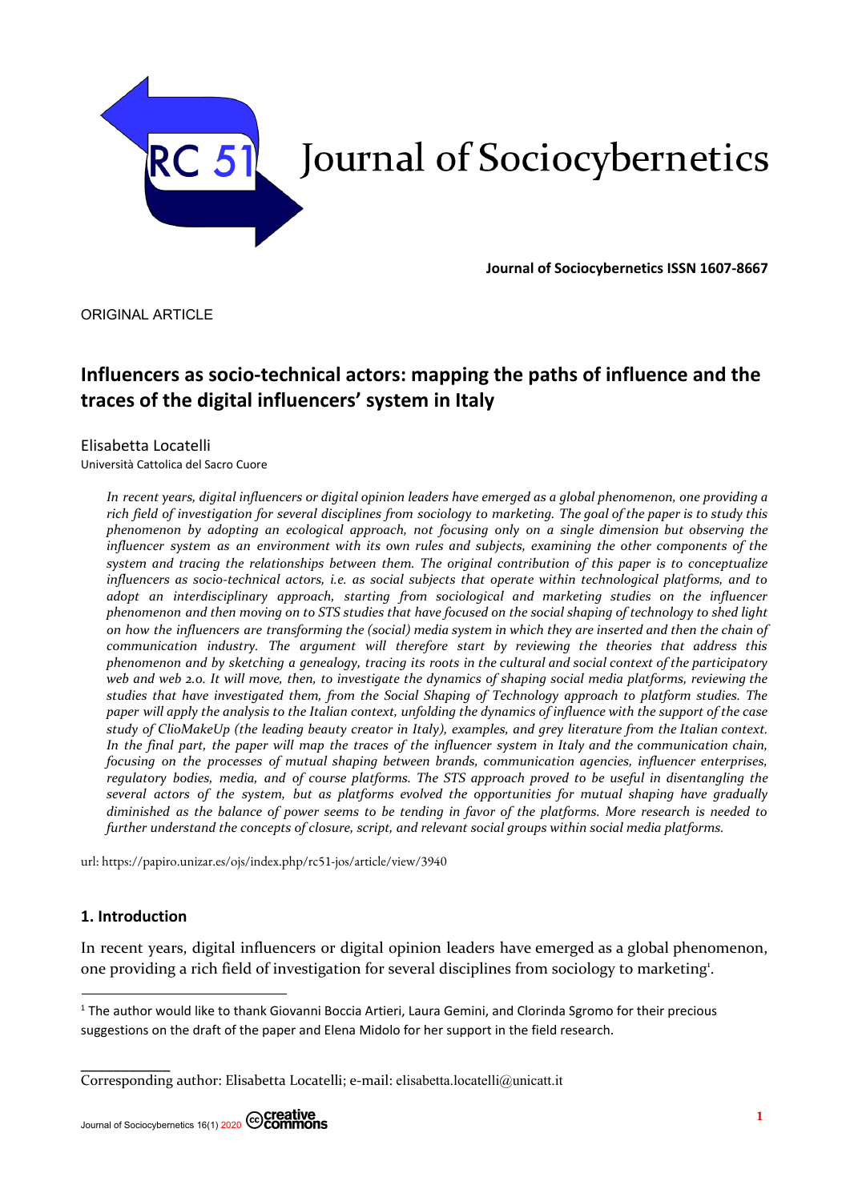Journal of Sociocybernetics

**Journal of Sociocybernetics ISSN 1607-8667**

ORIGINAL ARTICLE

# Influencers as socio-technical actors: mapping the paths of influence and the traces of the digital influencers' system in Italy

Elisabetta Locatelli
Università Cattolica del Sacro Cuore

*In recent years, digital influencers or digital opinion leaders have emerged as a global phenomenon, one providing a rich field of investigation for several disciplines from sociology to marketing. The goal of the paper is to study this phenomenon by adopting an ecological approach, not focusing only on a single dimension but observing the influencer system as an environment with its own rules and subjects, examining the other components of the system and tracing the relationships between them. The original contribution of this paper is to conceptualize influencers as socio-technical actors, i.e. as social subjects that operate within technological platforms, and to adopt an interdisciplinary approach, starting from sociological and marketing studies on the influencer phenomenon and then moving on to STS studies that have focused on the social shaping of technology to shed light on how the influencers are transforming the (social) media system in which they are inserted and then the chain of communication industry. The argument will therefore start by reviewing the theories that address this phenomenon and by sketching a genealogy, tracing its roots in the cultural and social context of the participatory web and web 2.0. It will move, then, to investigate the dynamics of shaping social media platforms, reviewing the studies that have investigated them, from the Social Shaping of Technology approach to platform studies. The paper will apply the analysis to the Italian context, unfolding the dynamics of influence with the support of the case study of ClioMakeUp (the leading beauty creator in Italy), examples, and grey literature from the Italian context. In the final part, the paper will map the traces of the influencer system in Italy and the communication chain, focusing on the processes of mutual shaping between brands, communication agencies, influencer enterprises, regulatory bodies, media, and of course platforms. The STS approach proved to be useful in disentangling the several actors of the system, but as platforms evolved the opportunities for mutual shaping have gradually diminished as the balance of power seems to be tending in favor of the platforms. More research is needed to further understand the concepts of closure, script, and relevant social groups within social media platforms.*

url: https://papiro.unizar.es/ojs/index.php/rc51-jos/article/view/3940

## 1. Introduction

In recent years, digital influencers or digital opinion leaders have emerged as a global phenomenon, one providing a rich field of investigation for several disciplines from sociology to marketing[1].

[1] The author would like to thank Giovanni Boccia Artieri, Laura Gemini, and Clorinda Sgromo for their precious suggestions on the draft of the paper and Elena Midolo for her support in the field research.

Corresponding author: Elisabetta Locatelli; e-mail: elisabetta.locatelli@unicatt.it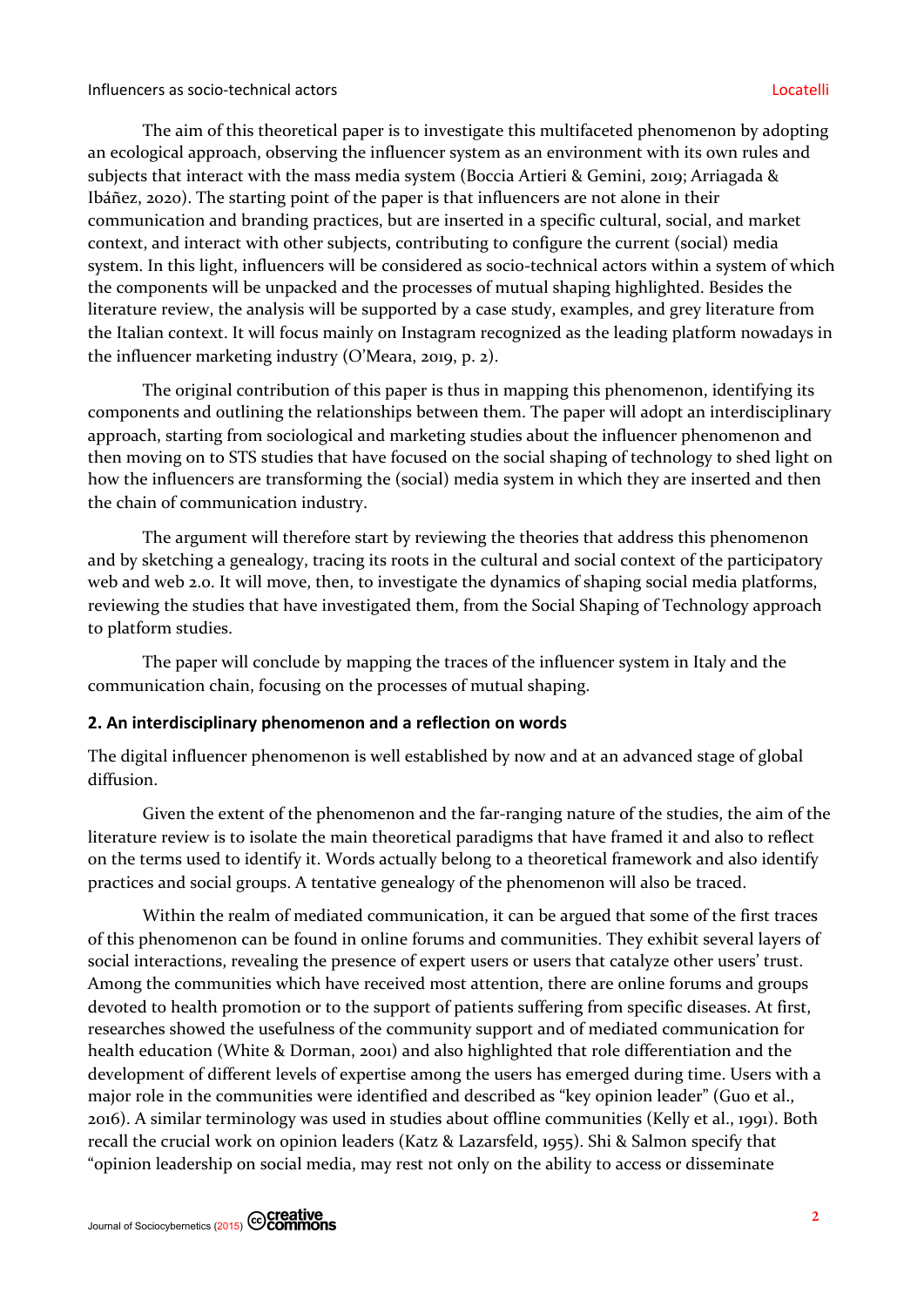The aim of this theoretical paper is to investigate this multifaceted phenomenon by adopting an ecological approach, observing the influencer system as an environment with its own rules and subjects that interact with the mass media system (Boccia Artieri & Gemini, 2019; Arriagada & Ibáñez, 2020). The starting point of the paper is that influencers are not alone in their communication and branding practices, but are inserted in a specific cultural, social, and market context, and interact with other subjects, contributing to configure the current (social) media system. In this light, influencers will be considered as socio-technical actors within a system of which the components will be unpacked and the processes of mutual shaping highlighted. Besides the literature review, the analysis will be supported by a case study, examples, and grey literature from the Italian context. It will focus mainly on Instagram recognized as the leading platform nowadays in the influencer marketing industry (O'Meara, 2019, p. 2).

The original contribution of this paper is thus in mapping this phenomenon, identifying its components and outlining the relationships between them. The paper will adopt an interdisciplinary approach, starting from sociological and marketing studies about the influencer phenomenon and then moving on to STS studies that have focused on the social shaping of technology to shed light on how the influencers are transforming the (social) media system in which they are inserted and then the chain of communication industry.

The argument will therefore start by reviewing the theories that address this phenomenon and by sketching a genealogy, tracing its roots in the cultural and social context of the participatory web and web 2.0. It will move, then, to investigate the dynamics of shaping social media platforms, reviewing the studies that have investigated them, from the Social Shaping of Technology approach to platform studies.

The paper will conclude by mapping the traces of the influencer system in Italy and the communication chain, focusing on the processes of mutual shaping.

## 2. An interdisciplinary phenomenon and a reflection on words

The digital influencer phenomenon is well established by now and at an advanced stage of global diffusion.

Given the extent of the phenomenon and the far-ranging nature of the studies, the aim of the literature review is to isolate the main theoretical paradigms that have framed it and also to reflect on the terms used to identify it. Words actually belong to a theoretical framework and also identify practices and social groups. A tentative genealogy of the phenomenon will also be traced.

Within the realm of mediated communication, it can be argued that some of the first traces of this phenomenon can be found in online forums and communities. They exhibit several layers of social interactions, revealing the presence of expert users or users that catalyze other users' trust. Among the communities which have received most attention, there are online forums and groups devoted to health promotion or to the support of patients suffering from specific diseases. At first, researches showed the usefulness of the community support and of mediated communication for health education (White & Dorman, 2001) and also highlighted that role differentiation and the development of different levels of expertise among the users has emerged during time. Users with a major role in the communities were identified and described as "key opinion leader" (Guo et al., 2016). A similar terminology was used in studies about offline communities (Kelly et al., 1991). Both recall the crucial work on opinion leaders (Katz & Lazarsfeld, 1955). Shi & Salmon specify that "opinion leadership on social media, may rest not only on the ability to access or disseminate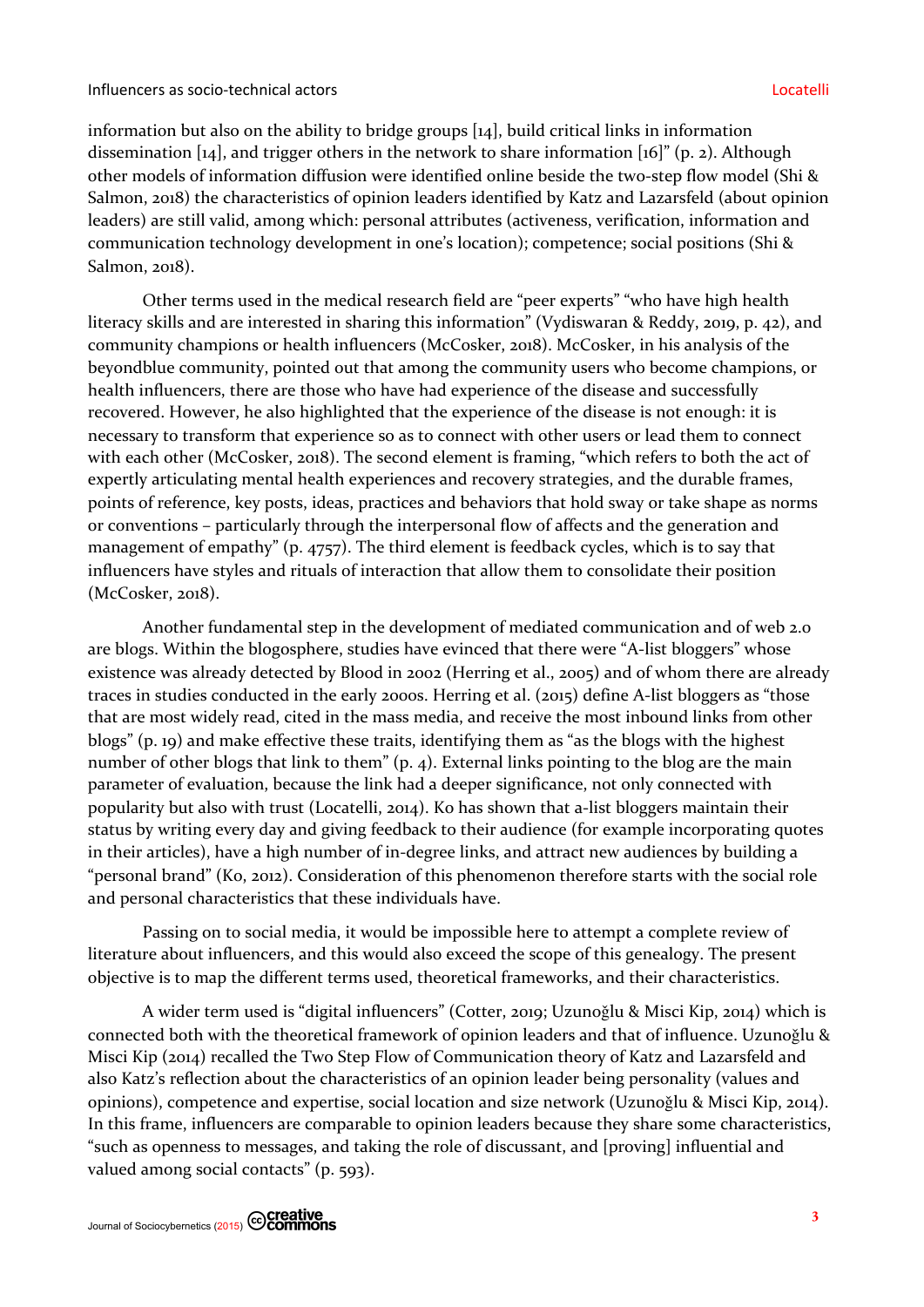information but also on the ability to bridge groups [14], build critical links in information dissemination [14], and trigger others in the network to share information [16]" (p. 2). Although other models of information diffusion were identified online beside the two-step flow model (Shi & Salmon, 2018) the characteristics of opinion leaders identified by Katz and Lazarsfeld (about opinion leaders) are still valid, among which: personal attributes (activeness, verification, information and communication technology development in one's location); competence; social positions (Shi & Salmon, 2018).

Other terms used in the medical research field are "peer experts" "who have high health literacy skills and are interested in sharing this information" (Vydiswaran & Reddy, 2019, p. 42), and community champions or health influencers (McCosker, 2018). McCosker, in his analysis of the beyondblue community, pointed out that among the community users who become champions, or health influencers, there are those who have had experience of the disease and successfully recovered. However, he also highlighted that the experience of the disease is not enough: it is necessary to transform that experience so as to connect with other users or lead them to connect with each other (McCosker, 2018). The second element is framing, "which refers to both the act of expertly articulating mental health experiences and recovery strategies, and the durable frames, points of reference, key posts, ideas, practices and behaviors that hold sway or take shape as norms or conventions – particularly through the interpersonal flow of affects and the generation and management of empathy" (p. 4757). The third element is feedback cycles, which is to say that influencers have styles and rituals of interaction that allow them to consolidate their position (McCosker, 2018).

Another fundamental step in the development of mediated communication and of web 2.0 are blogs. Within the blogosphere, studies have evinced that there were "A-list bloggers" whose existence was already detected by Blood in 2002 (Herring et al., 2005) and of whom there are already traces in studies conducted in the early 2000s. Herring et al. (2015) define A-list bloggers as "those that are most widely read, cited in the mass media, and receive the most inbound links from other blogs" (p. 19) and make effective these traits, identifying them as "as the blogs with the highest number of other blogs that link to them" (p. 4). External links pointing to the blog are the main parameter of evaluation, because the link had a deeper significance, not only connected with popularity but also with trust (Locatelli, 2014). Ko has shown that a-list bloggers maintain their status by writing every day and giving feedback to their audience (for example incorporating quotes in their articles), have a high number of in-degree links, and attract new audiences by building a "personal brand" (Ko, 2012). Consideration of this phenomenon therefore starts with the social role and personal characteristics that these individuals have.

Passing on to social media, it would be impossible here to attempt a complete review of literature about influencers, and this would also exceed the scope of this genealogy. The present objective is to map the different terms used, theoretical frameworks, and their characteristics.

A wider term used is "digital influencers" (Cotter, 2019; Uzunoğlu & Misci Kip, 2014) which is connected both with the theoretical framework of opinion leaders and that of influence. Uzunoğlu & Misci Kip (2014) recalled the Two Step Flow of Communication theory of Katz and Lazarsfeld and also Katz's reflection about the characteristics of an opinion leader being personality (values and opinions), competence and expertise, social location and size network (Uzunoğlu & Misci Kip, 2014). In this frame, influencers are comparable to opinion leaders because they share some characteristics, "such as openness to messages, and taking the role of discussant, and [proving] influential and valued among social contacts" (p. 593).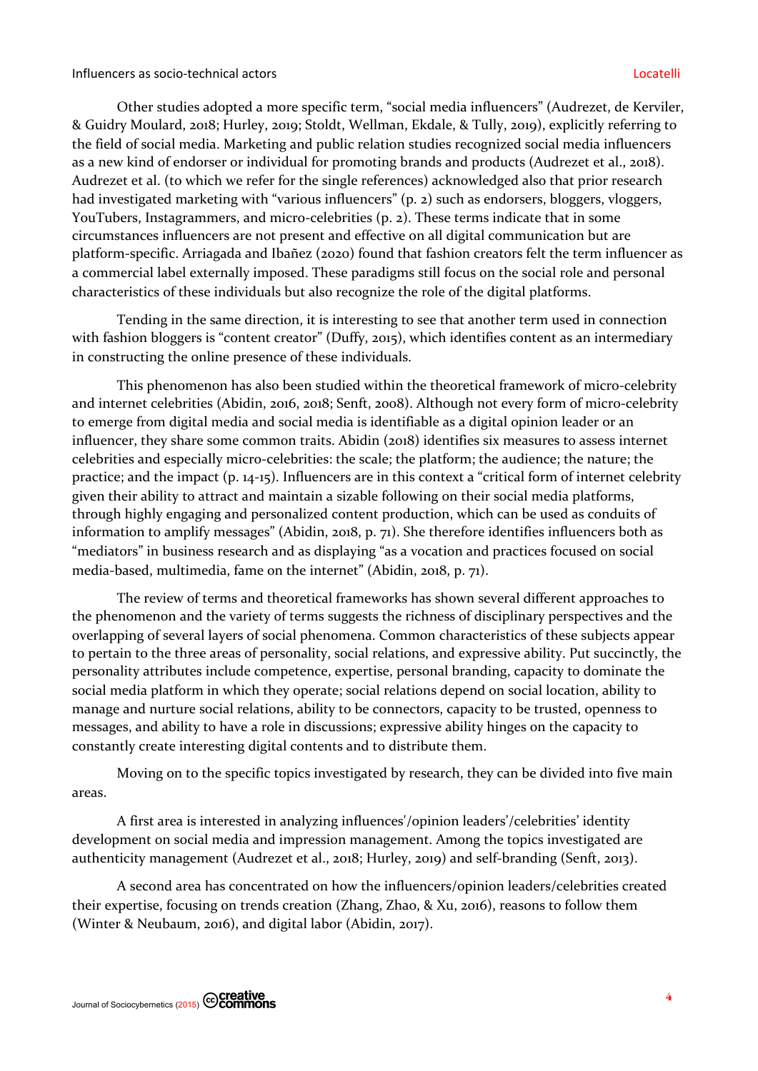Other studies adopted a more specific term, "social media influencers" (Audrezet, de Kerviler, & Guidry Moulard, 2018; Hurley, 2019; Stoldt, Wellman, Ekdale, & Tully, 2019), explicitly referring to the field of social media. Marketing and public relation studies recognized social media influencers as a new kind of endorser or individual for promoting brands and products (Audrezet et al., 2018). Audrezet et al. (to which we refer for the single references) acknowledged also that prior research had investigated marketing with "various influencers" (p. 2) such as endorsers, bloggers, vloggers, YouTubers, Instagrammers, and micro-celebrities (p. 2). These terms indicate that in some circumstances influencers are not present and effective on all digital communication but are platform-specific. Arriagada and Ibañez (2020) found that fashion creators felt the term influencer as a commercial label externally imposed. These paradigms still focus on the social role and personal characteristics of these individuals but also recognize the role of the digital platforms.

Tending in the same direction, it is interesting to see that another term used in connection with fashion bloggers is "content creator" (Duffy, 2015), which identifies content as an intermediary in constructing the online presence of these individuals.

This phenomenon has also been studied within the theoretical framework of micro-celebrity and internet celebrities (Abidin, 2016, 2018; Senft, 2008). Although not every form of micro-celebrity to emerge from digital media and social media is identifiable as a digital opinion leader or an influencer, they share some common traits. Abidin (2018) identifies six measures to assess internet celebrities and especially micro-celebrities: the scale; the platform; the audience; the nature; the practice; and the impact (p. 14-15). Influencers are in this context a "critical form of internet celebrity given their ability to attract and maintain a sizable following on their social media platforms, through highly engaging and personalized content production, which can be used as conduits of information to amplify messages" (Abidin, 2018, p. 71). She therefore identifies influencers both as "mediators" in business research and as displaying "as a vocation and practices focused on social media-based, multimedia, fame on the internet" (Abidin, 2018, p. 71).

The review of terms and theoretical frameworks has shown several different approaches to the phenomenon and the variety of terms suggests the richness of disciplinary perspectives and the overlapping of several layers of social phenomena. Common characteristics of these subjects appear to pertain to the three areas of personality, social relations, and expressive ability. Put succinctly, the personality attributes include competence, expertise, personal branding, capacity to dominate the social media platform in which they operate; social relations depend on social location, ability to manage and nurture social relations, ability to be connectors, capacity to be trusted, openness to messages, and ability to have a role in discussions; expressive ability hinges on the capacity to constantly create interesting digital contents and to distribute them.

Moving on to the specific topics investigated by research, they can be divided into five main areas.

A first area is interested in analyzing influences'/opinion leaders'/celebrities' identity development on social media and impression management. Among the topics investigated are authenticity management (Audrezet et al., 2018; Hurley, 2019) and self-branding (Senft, 2013).

A second area has concentrated on how the influencers/opinion leaders/celebrities created their expertise, focusing on trends creation (Zhang, Zhao, & Xu, 2016), reasons to follow them (Winter & Neubaum, 2016), and digital labor (Abidin, 2017).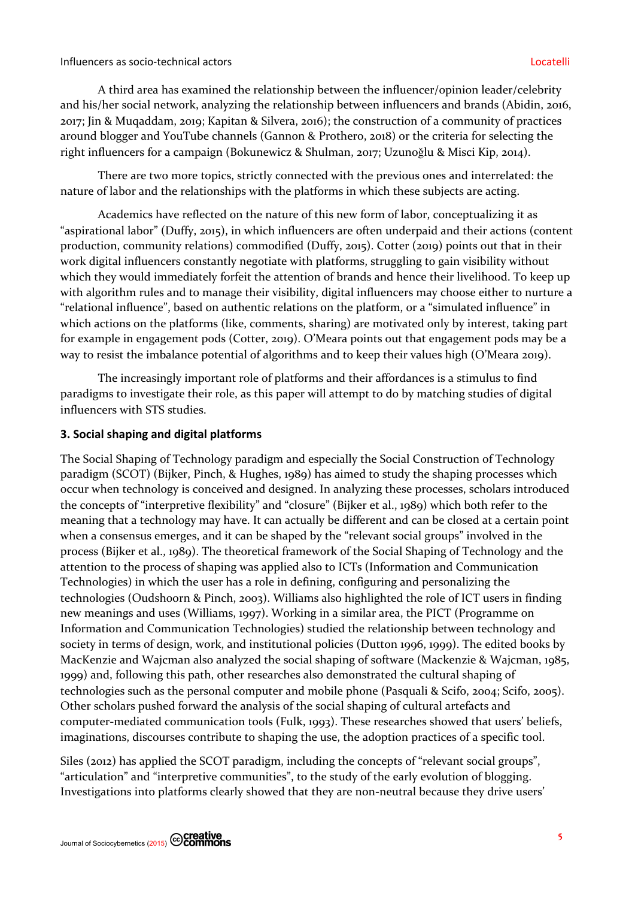A third area has examined the relationship between the influencer/opinion leader/celebrity and his/her social network, analyzing the relationship between influencers and brands (Abidin, 2016, 2017; Jin & Muqaddam, 2019; Kapitan & Silvera, 2016); the construction of a community of practices around blogger and YouTube channels (Gannon & Prothero, 2018) or the criteria for selecting the right influencers for a campaign (Bokunewicz & Shulman, 2017; Uzunoğlu & Misci Kip, 2014).

There are two more topics, strictly connected with the previous ones and interrelated: the nature of labor and the relationships with the platforms in which these subjects are acting.

Academics have reflected on the nature of this new form of labor, conceptualizing it as "aspirational labor" (Duffy, 2015), in which influencers are often underpaid and their actions (content production, community relations) commodified (Duffy, 2015). Cotter (2019) points out that in their work digital influencers constantly negotiate with platforms, struggling to gain visibility without which they would immediately forfeit the attention of brands and hence their livelihood. To keep up with algorithm rules and to manage their visibility, digital influencers may choose either to nurture a "relational influence", based on authentic relations on the platform, or a "simulated influence" in which actions on the platforms (like, comments, sharing) are motivated only by interest, taking part for example in engagement pods (Cotter, 2019). O'Meara points out that engagement pods may be a way to resist the imbalance potential of algorithms and to keep their values high (O'Meara 2019).

The increasingly important role of platforms and their affordances is a stimulus to find paradigms to investigate their role, as this paper will attempt to do by matching studies of digital influencers with STS studies.

## 3. Social shaping and digital platforms

The Social Shaping of Technology paradigm and especially the Social Construction of Technology paradigm (SCOT) (Bijker, Pinch, & Hughes, 1989) has aimed to study the shaping processes which occur when technology is conceived and designed. In analyzing these processes, scholars introduced the concepts of "interpretive flexibility" and "closure" (Bijker et al., 1989) which both refer to the meaning that a technology may have. It can actually be different and can be closed at a certain point when a consensus emerges, and it can be shaped by the "relevant social groups" involved in the process (Bijker et al., 1989). The theoretical framework of the Social Shaping of Technology and the attention to the process of shaping was applied also to ICTs (Information and Communication Technologies) in which the user has a role in defining, configuring and personalizing the technologies (Oudshoorn & Pinch, 2003). Williams also highlighted the role of ICT users in finding new meanings and uses (Williams, 1997). Working in a similar area, the PICT (Programme on Information and Communication Technologies) studied the relationship between technology and society in terms of design, work, and institutional policies (Dutton 1996, 1999). The edited books by MacKenzie and Wajcman also analyzed the social shaping of software (Mackenzie & Wajcman, 1985, 1999) and, following this path, other researches also demonstrated the cultural shaping of technologies such as the personal computer and mobile phone (Pasquali & Scifo, 2004; Scifo, 2005). Other scholars pushed forward the analysis of the social shaping of cultural artefacts and computer-mediated communication tools (Fulk, 1993). These researches showed that users' beliefs, imaginations, discourses contribute to shaping the use, the adoption practices of a specific tool.

Siles (2012) has applied the SCOT paradigm, including the concepts of "relevant social groups", "articulation" and "interpretive communities", to the study of the early evolution of blogging. Investigations into platforms clearly showed that they are non-neutral because they drive users'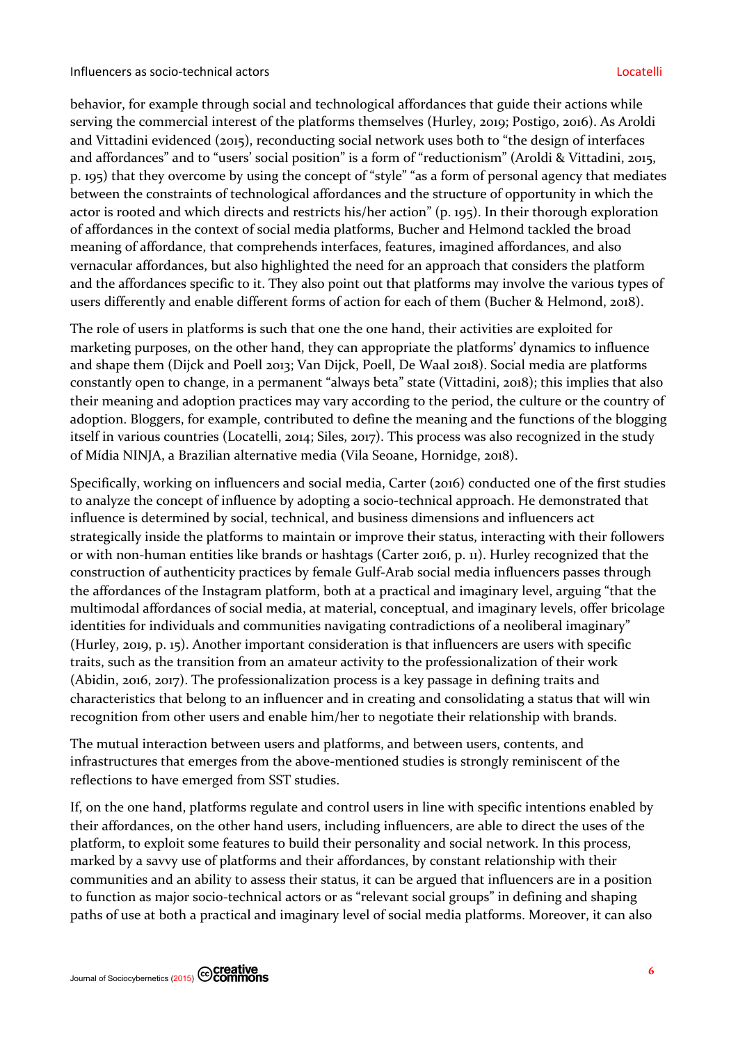behavior, for example through social and technological affordances that guide their actions while serving the commercial interest of the platforms themselves (Hurley, 2019; Postigo, 2016). As Aroldi and Vittadini evidenced (2015), reconducting social network uses both to "the design of interfaces and affordances" and to "users' social position" is a form of "reductionism" (Aroldi & Vittadini, 2015, p. 195) that they overcome by using the concept of "style" "as a form of personal agency that mediates between the constraints of technological affordances and the structure of opportunity in which the actor is rooted and which directs and restricts his/her action" (p. 195). In their thorough exploration of affordances in the context of social media platforms, Bucher and Helmond tackled the broad meaning of affordance, that comprehends interfaces, features, imagined affordances, and also vernacular affordances, but also highlighted the need for an approach that considers the platform and the affordances specific to it. They also point out that platforms may involve the various types of users differently and enable different forms of action for each of them (Bucher & Helmond, 2018).

The role of users in platforms is such that one the one hand, their activities are exploited for marketing purposes, on the other hand, they can appropriate the platforms' dynamics to influence and shape them (Dijck and Poell 2013; Van Dijck, Poell, De Waal 2018). Social media are platforms constantly open to change, in a permanent "always beta" state (Vittadini, 2018); this implies that also their meaning and adoption practices may vary according to the period, the culture or the country of adoption. Bloggers, for example, contributed to define the meaning and the functions of the blogging itself in various countries (Locatelli, 2014; Siles, 2017). This process was also recognized in the study of Mídia NINJA, a Brazilian alternative media (Vila Seoane, Hornidge, 2018).

Specifically, working on influencers and social media, Carter (2016) conducted one of the first studies to analyze the concept of influence by adopting a socio-technical approach. He demonstrated that influence is determined by social, technical, and business dimensions and influencers act strategically inside the platforms to maintain or improve their status, interacting with their followers or with non-human entities like brands or hashtags (Carter 2016, p. 11). Hurley recognized that the construction of authenticity practices by female Gulf-Arab social media influencers passes through the affordances of the Instagram platform, both at a practical and imaginary level, arguing "that the multimodal affordances of social media, at material, conceptual, and imaginary levels, offer bricolage identities for individuals and communities navigating contradictions of a neoliberal imaginary" (Hurley, 2019, p. 15). Another important consideration is that influencers are users with specific traits, such as the transition from an amateur activity to the professionalization of their work (Abidin, 2016, 2017). The professionalization process is a key passage in defining traits and characteristics that belong to an influencer and in creating and consolidating a status that will win recognition from other users and enable him/her to negotiate their relationship with brands.

The mutual interaction between users and platforms, and between users, contents, and infrastructures that emerges from the above-mentioned studies is strongly reminiscent of the reflections to have emerged from SST studies.

If, on the one hand, platforms regulate and control users in line with specific intentions enabled by their affordances, on the other hand users, including influencers, are able to direct the uses of the platform, to exploit some features to build their personality and social network. In this process, marked by a savvy use of platforms and their affordances, by constant relationship with their communities and an ability to assess their status, it can be argued that influencers are in a position to function as major socio-technical actors or as "relevant social groups" in defining and shaping paths of use at both a practical and imaginary level of social media platforms. Moreover, it can also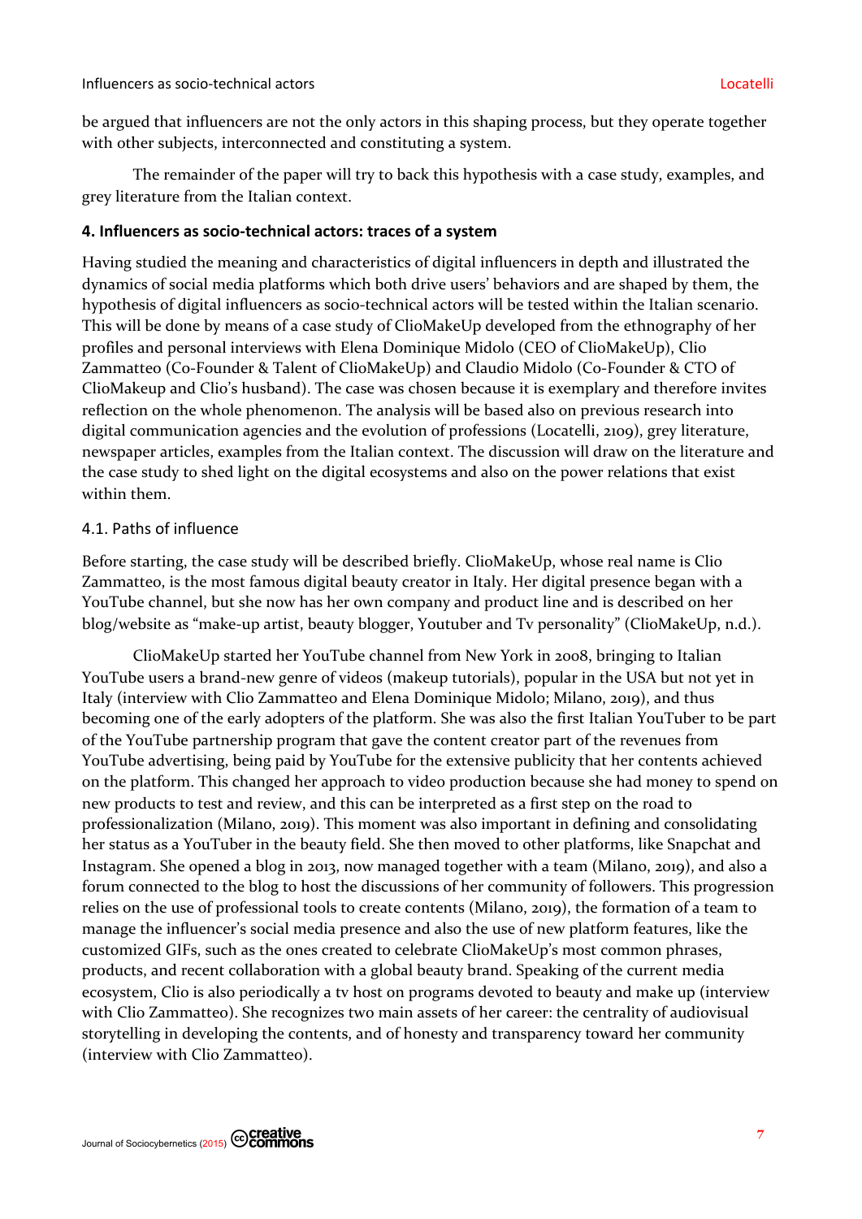be argued that influencers are not the only actors in this shaping process, but they operate together with other subjects, interconnected and constituting a system.

The remainder of the paper will try to back this hypothesis with a case study, examples, and grey literature from the Italian context.

## 4. Influencers as socio-technical actors: traces of a system

Having studied the meaning and characteristics of digital influencers in depth and illustrated the dynamics of social media platforms which both drive users' behaviors and are shaped by them, the hypothesis of digital influencers as socio-technical actors will be tested within the Italian scenario. This will be done by means of a case study of ClioMakeUp developed from the ethnography of her profiles and personal interviews with Elena Dominique Midolo (CEO of ClioMakeUp), Clio Zammatteo (Co-Founder & Talent of ClioMakeUp) and Claudio Midolo (Co-Founder & CTO of ClioMakeup and Clio's husband). The case was chosen because it is exemplary and therefore invites reflection on the whole phenomenon. The analysis will be based also on previous research into digital communication agencies and the evolution of professions (Locatelli, 2109), grey literature, newspaper articles, examples from the Italian context. The discussion will draw on the literature and the case study to shed light on the digital ecosystems and also on the power relations that exist within them.

### 4.1. Paths of influence

Before starting, the case study will be described briefly. ClioMakeUp, whose real name is Clio Zammatteo, is the most famous digital beauty creator in Italy. Her digital presence began with a YouTube channel, but she now has her own company and product line and is described on her blog/website as "make-up artist, beauty blogger, Youtuber and Tv personality" (ClioMakeUp, n.d.).

ClioMakeUp started her YouTube channel from New York in 2008, bringing to Italian YouTube users a brand-new genre of videos (makeup tutorials), popular in the USA but not yet in Italy (interview with Clio Zammatteo and Elena Dominique Midolo; Milano, 2019), and thus becoming one of the early adopters of the platform. She was also the first Italian YouTuber to be part of the YouTube partnership program that gave the content creator part of the revenues from YouTube advertising, being paid by YouTube for the extensive publicity that her contents achieved on the platform. This changed her approach to video production because she had money to spend on new products to test and review, and this can be interpreted as a first step on the road to professionalization (Milano, 2019). This moment was also important in defining and consolidating her status as a YouTuber in the beauty field. She then moved to other platforms, like Snapchat and Instagram. She opened a blog in 2013, now managed together with a team (Milano, 2019), and also a forum connected to the blog to host the discussions of her community of followers. This progression relies on the use of professional tools to create contents (Milano, 2019), the formation of a team to manage the influencer's social media presence and also the use of new platform features, like the customized GIFs, such as the ones created to celebrate ClioMakeUp's most common phrases, products, and recent collaboration with a global beauty brand. Speaking of the current media ecosystem, Clio is also periodically a tv host on programs devoted to beauty and make up (interview with Clio Zammatteo). She recognizes two main assets of her career: the centrality of audiovisual storytelling in developing the contents, and of honesty and transparency toward her community (interview with Clio Zammatteo).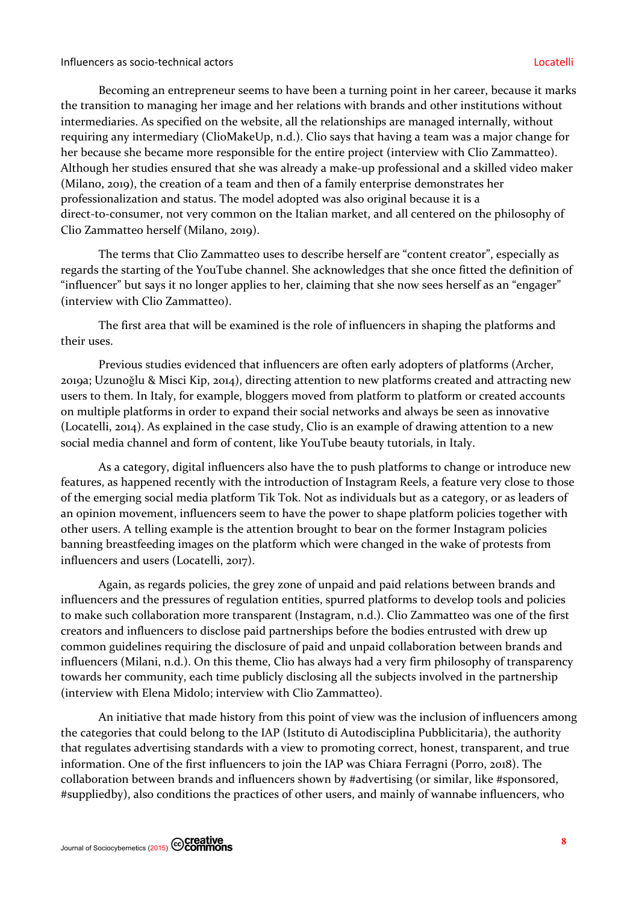Becoming an entrepreneur seems to have been a turning point in her career, because it marks the transition to managing her image and her relations with brands and other institutions without intermediaries. As specified on the website, all the relationships are managed internally, without requiring any intermediary (ClioMakeUp, n.d.). Clio says that having a team was a major change for her because she became more responsible for the entire project (interview with Clio Zammatteo). Although her studies ensured that she was already a make-up professional and a skilled video maker (Milano, 2019), the creation of a team and then of a family enterprise demonstrates her professionalization and status. The model adopted was also original because it is a direct-to-consumer, not very common on the Italian market, and all centered on the philosophy of Clio Zammatteo herself (Milano, 2019).

The terms that Clio Zammatteo uses to describe herself are "content creator", especially as regards the starting of the YouTube channel. She acknowledges that she once fitted the definition of "influencer" but says it no longer applies to her, claiming that she now sees herself as an "engager" (interview with Clio Zammatteo).

The first area that will be examined is the role of influencers in shaping the platforms and their uses.

Previous studies evidenced that influencers are often early adopters of platforms (Archer, 2019a; Uzunoğlu & Misci Kip, 2014), directing attention to new platforms created and attracting new users to them. In Italy, for example, bloggers moved from platform to platform or created accounts on multiple platforms in order to expand their social networks and always be seen as innovative (Locatelli, 2014). As explained in the case study, Clio is an example of drawing attention to a new social media channel and form of content, like YouTube beauty tutorials, in Italy.

As a category, digital influencers also have the to push platforms to change or introduce new features, as happened recently with the introduction of Instagram Reels, a feature very close to those of the emerging social media platform Tik Tok. Not as individuals but as a category, or as leaders of an opinion movement, influencers seem to have the power to shape platform policies together with other users. A telling example is the attention brought to bear on the former Instagram policies banning breastfeeding images on the platform which were changed in the wake of protests from influencers and users (Locatelli, 2017).

Again, as regards policies, the grey zone of unpaid and paid relations between brands and influencers and the pressures of regulation entities, spurred platforms to develop tools and policies to make such collaboration more transparent (Instagram, n.d.). Clio Zammatteo was one of the first creators and influencers to disclose paid partnerships before the bodies entrusted with drew up common guidelines requiring the disclosure of paid and unpaid collaboration between brands and influencers (Milani, n.d.). On this theme, Clio has always had a very firm philosophy of transparency towards her community, each time publicly disclosing all the subjects involved in the partnership (interview with Elena Midolo; interview with Clio Zammatteo).

An initiative that made history from this point of view was the inclusion of influencers among the categories that could belong to the IAP (Istituto di Autodisciplina Pubblicitaria), the authority that regulates advertising standards with a view to promoting correct, honest, transparent, and true information. One of the first influencers to join the IAP was Chiara Ferragni (Porro, 2018). The collaboration between brands and influencers shown by #advertising (or similar, like #sponsored, #suppliedby), also conditions the practices of other users, and mainly of wannabe influencers, who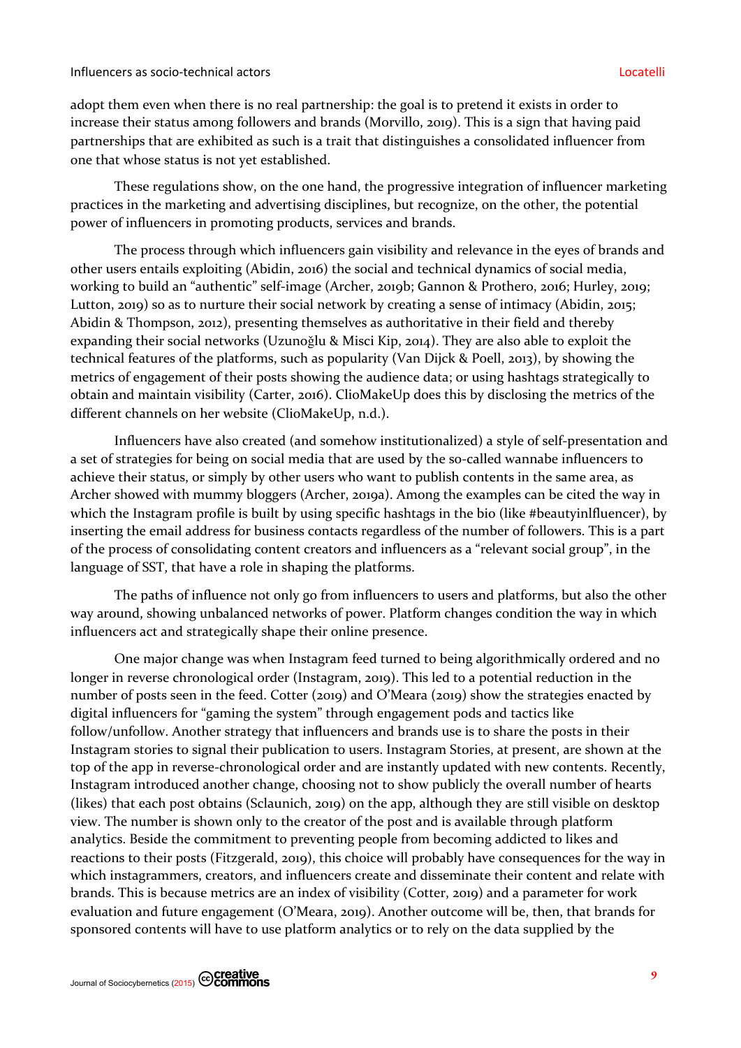adopt them even when there is no real partnership: the goal is to pretend it exists in order to increase their status among followers and brands (Morvillo, 2019). This is a sign that having paid partnerships that are exhibited as such is a trait that distinguishes a consolidated influencer from one that whose status is not yet established.

These regulations show, on the one hand, the progressive integration of influencer marketing practices in the marketing and advertising disciplines, but recognize, on the other, the potential power of influencers in promoting products, services and brands.

The process through which influencers gain visibility and relevance in the eyes of brands and other users entails exploiting (Abidin, 2016) the social and technical dynamics of social media, working to build an "authentic" self-image (Archer, 2019b; Gannon & Prothero, 2016; Hurley, 2019; Lutton, 2019) so as to nurture their social network by creating a sense of intimacy (Abidin, 2015; Abidin & Thompson, 2012), presenting themselves as authoritative in their field and thereby expanding their social networks (Uzunoğlu & Misci Kip, 2014). They are also able to exploit the technical features of the platforms, such as popularity (Van Dijck & Poell, 2013), by showing the metrics of engagement of their posts showing the audience data; or using hashtags strategically to obtain and maintain visibility (Carter, 2016). ClioMakeUp does this by disclosing the metrics of the different channels on her website (ClioMakeUp, n.d.).

Influencers have also created (and somehow institutionalized) a style of self-presentation and a set of strategies for being on social media that are used by the so-called wannabe influencers to achieve their status, or simply by other users who want to publish contents in the same area, as Archer showed with mummy bloggers (Archer, 2019a). Among the examples can be cited the way in which the Instagram profile is built by using specific hashtags in the bio (like #beautyinlfluencer), by inserting the email address for business contacts regardless of the number of followers. This is a part of the process of consolidating content creators and influencers as a "relevant social group", in the language of SST, that have a role in shaping the platforms.

The paths of influence not only go from influencers to users and platforms, but also the other way around, showing unbalanced networks of power. Platform changes condition the way in which influencers act and strategically shape their online presence.

One major change was when Instagram feed turned to being algorithmically ordered and no longer in reverse chronological order (Instagram, 2019). This led to a potential reduction in the number of posts seen in the feed. Cotter (2019) and O'Meara (2019) show the strategies enacted by digital influencers for "gaming the system" through engagement pods and tactics like follow/unfollow. Another strategy that influencers and brands use is to share the posts in their Instagram stories to signal their publication to users. Instagram Stories, at present, are shown at the top of the app in reverse-chronological order and are instantly updated with new contents. Recently, Instagram introduced another change, choosing not to show publicly the overall number of hearts (likes) that each post obtains (Sclaunich, 2019) on the app, although they are still visible on desktop view. The number is shown only to the creator of the post and is available through platform analytics. Beside the commitment to preventing people from becoming addicted to likes and reactions to their posts (Fitzgerald, 2019), this choice will probably have consequences for the way in which instagrammers, creators, and influencers create and disseminate their content and relate with brands. This is because metrics are an index of visibility (Cotter, 2019) and a parameter for work evaluation and future engagement (O'Meara, 2019). Another outcome will be, then, that brands for sponsored contents will have to use platform analytics or to rely on the data supplied by the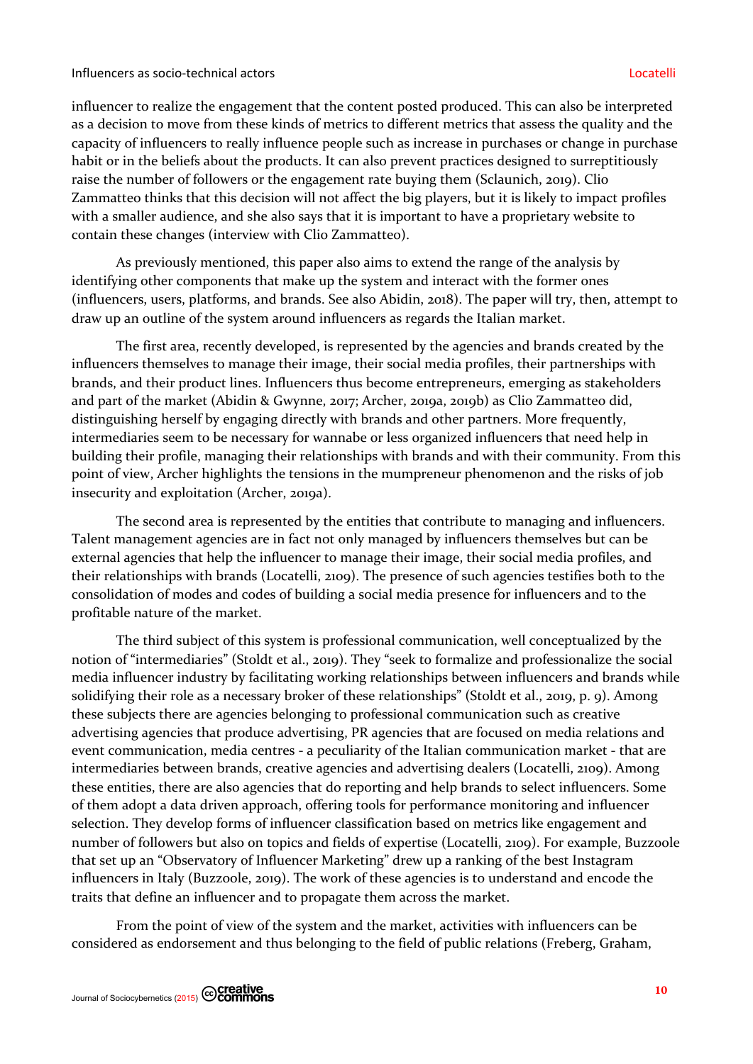influencer to realize the engagement that the content posted produced. This can also be interpreted as a decision to move from these kinds of metrics to different metrics that assess the quality and the capacity of influencers to really influence people such as increase in purchases or change in purchase habit or in the beliefs about the products. It can also prevent practices designed to surreptitiously raise the number of followers or the engagement rate buying them (Sclaunich, 2019). Clio Zammatteo thinks that this decision will not affect the big players, but it is likely to impact profiles with a smaller audience, and she also says that it is important to have a proprietary website to contain these changes (interview with Clio Zammatteo).

As previously mentioned, this paper also aims to extend the range of the analysis by identifying other components that make up the system and interact with the former ones (influencers, users, platforms, and brands. See also Abidin, 2018). The paper will try, then, attempt to draw up an outline of the system around influencers as regards the Italian market.

The first area, recently developed, is represented by the agencies and brands created by the influencers themselves to manage their image, their social media profiles, their partnerships with brands, and their product lines. Influencers thus become entrepreneurs, emerging as stakeholders and part of the market (Abidin & Gwynne, 2017; Archer, 2019a, 2019b) as Clio Zammatteo did, distinguishing herself by engaging directly with brands and other partners. More frequently, intermediaries seem to be necessary for wannabe or less organized influencers that need help in building their profile, managing their relationships with brands and with their community. From this point of view, Archer highlights the tensions in the mumpreneur phenomenon and the risks of job insecurity and exploitation (Archer, 2019a).

The second area is represented by the entities that contribute to managing and influencers. Talent management agencies are in fact not only managed by influencers themselves but can be external agencies that help the influencer to manage their image, their social media profiles, and their relationships with brands (Locatelli, 2109). The presence of such agencies testifies both to the consolidation of modes and codes of building a social media presence for influencers and to the profitable nature of the market.

The third subject of this system is professional communication, well conceptualized by the notion of "intermediaries" (Stoldt et al., 2019). They "seek to formalize and professionalize the social media influencer industry by facilitating working relationships between influencers and brands while solidifying their role as a necessary broker of these relationships" (Stoldt et al., 2019, p. 9). Among these subjects there are agencies belonging to professional communication such as creative advertising agencies that produce advertising, PR agencies that are focused on media relations and event communication, media centres - a peculiarity of the Italian communication market - that are intermediaries between brands, creative agencies and advertising dealers (Locatelli, 2109). Among these entities, there are also agencies that do reporting and help brands to select influencers. Some of them adopt a data driven approach, offering tools for performance monitoring and influencer selection. They develop forms of influencer classification based on metrics like engagement and number of followers but also on topics and fields of expertise (Locatelli, 2109). For example, Buzzoole that set up an "Observatory of Influencer Marketing" drew up a ranking of the best Instagram influencers in Italy (Buzzoole, 2019). The work of these agencies is to understand and encode the traits that define an influencer and to propagate them across the market.

From the point of view of the system and the market, activities with influencers can be considered as endorsement and thus belonging to the field of public relations (Freberg, Graham,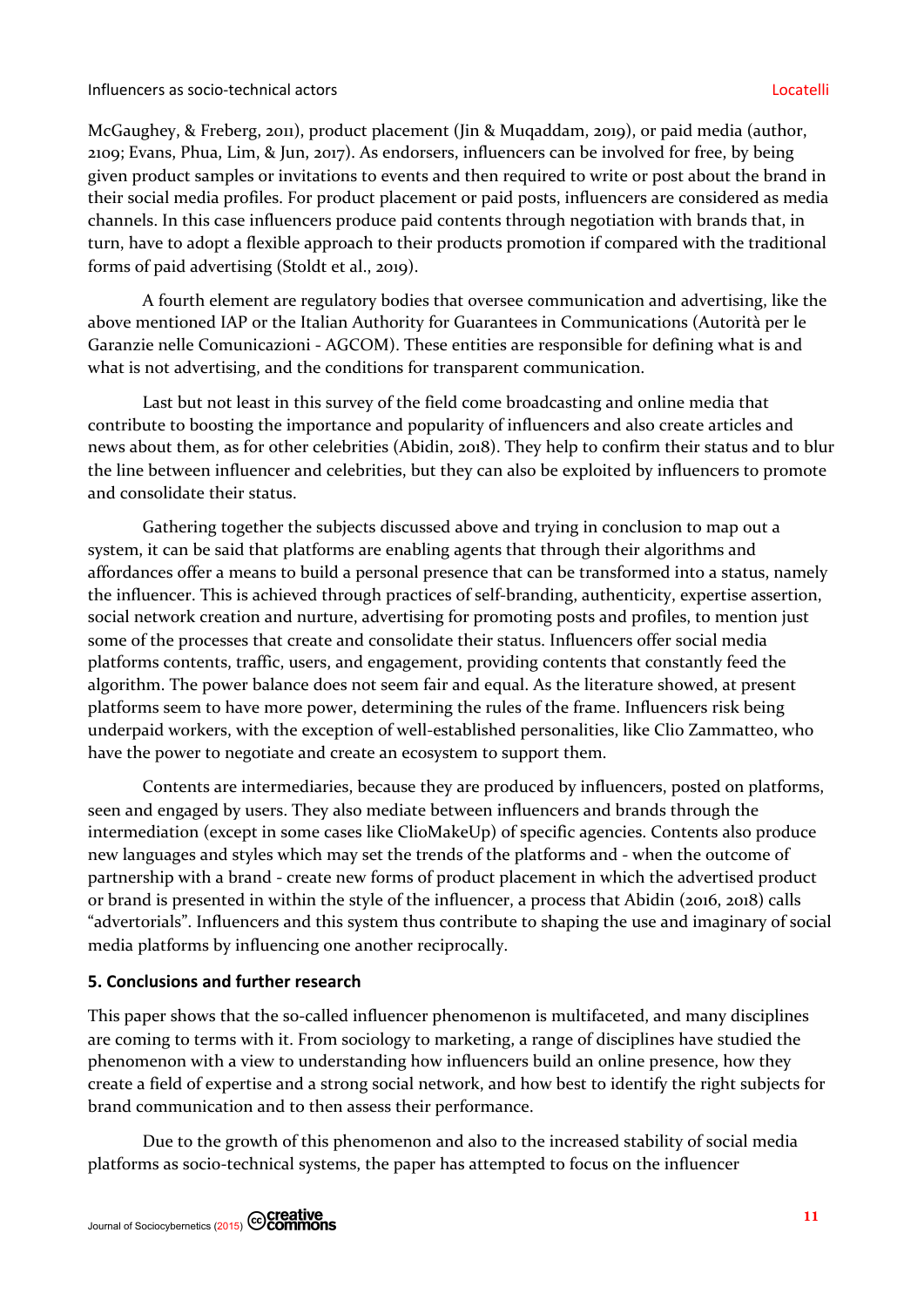McGaughey, & Freberg, 2011), product placement (Jin & Muqaddam, 2019), or paid media (author, 2109; Evans, Phua, Lim, & Jun, 2017). As endorsers, influencers can be involved for free, by being given product samples or invitations to events and then required to write or post about the brand in their social media profiles. For product placement or paid posts, influencers are considered as media channels. In this case influencers produce paid contents through negotiation with brands that, in turn, have to adopt a flexible approach to their products promotion if compared with the traditional forms of paid advertising (Stoldt et al., 2019).

A fourth element are regulatory bodies that oversee communication and advertising, like the above mentioned IAP or the Italian Authority for Guarantees in Communications (Autorità per le Garanzie nelle Comunicazioni - AGCOM). These entities are responsible for defining what is and what is not advertising, and the conditions for transparent communication.

Last but not least in this survey of the field come broadcasting and online media that contribute to boosting the importance and popularity of influencers and also create articles and news about them, as for other celebrities (Abidin, 2018). They help to confirm their status and to blur the line between influencer and celebrities, but they can also be exploited by influencers to promote and consolidate their status.

Gathering together the subjects discussed above and trying in conclusion to map out a system, it can be said that platforms are enabling agents that through their algorithms and affordances offer a means to build a personal presence that can be transformed into a status, namely the influencer. This is achieved through practices of self-branding, authenticity, expertise assertion, social network creation and nurture, advertising for promoting posts and profiles, to mention just some of the processes that create and consolidate their status. Influencers offer social media platforms contents, traffic, users, and engagement, providing contents that constantly feed the algorithm. The power balance does not seem fair and equal. As the literature showed, at present platforms seem to have more power, determining the rules of the frame. Influencers risk being underpaid workers, with the exception of well-established personalities, like Clio Zammatteo, who have the power to negotiate and create an ecosystem to support them.

Contents are intermediaries, because they are produced by influencers, posted on platforms, seen and engaged by users. They also mediate between influencers and brands through the intermediation (except in some cases like ClioMakeUp) of specific agencies. Contents also produce new languages and styles which may set the trends of the platforms and - when the outcome of partnership with a brand - create new forms of product placement in which the advertised product or brand is presented in within the style of the influencer, a process that Abidin (2016, 2018) calls "advertorials". Influencers and this system thus contribute to shaping the use and imaginary of social media platforms by influencing one another reciprocally.

## 5. Conclusions and further research

This paper shows that the so-called influencer phenomenon is multifaceted, and many disciplines are coming to terms with it. From sociology to marketing, a range of disciplines have studied the phenomenon with a view to understanding how influencers build an online presence, how they create a field of expertise and a strong social network, and how best to identify the right subjects for brand communication and to then assess their performance.

Due to the growth of this phenomenon and also to the increased stability of social media platforms as socio-technical systems, the paper has attempted to focus on the influencer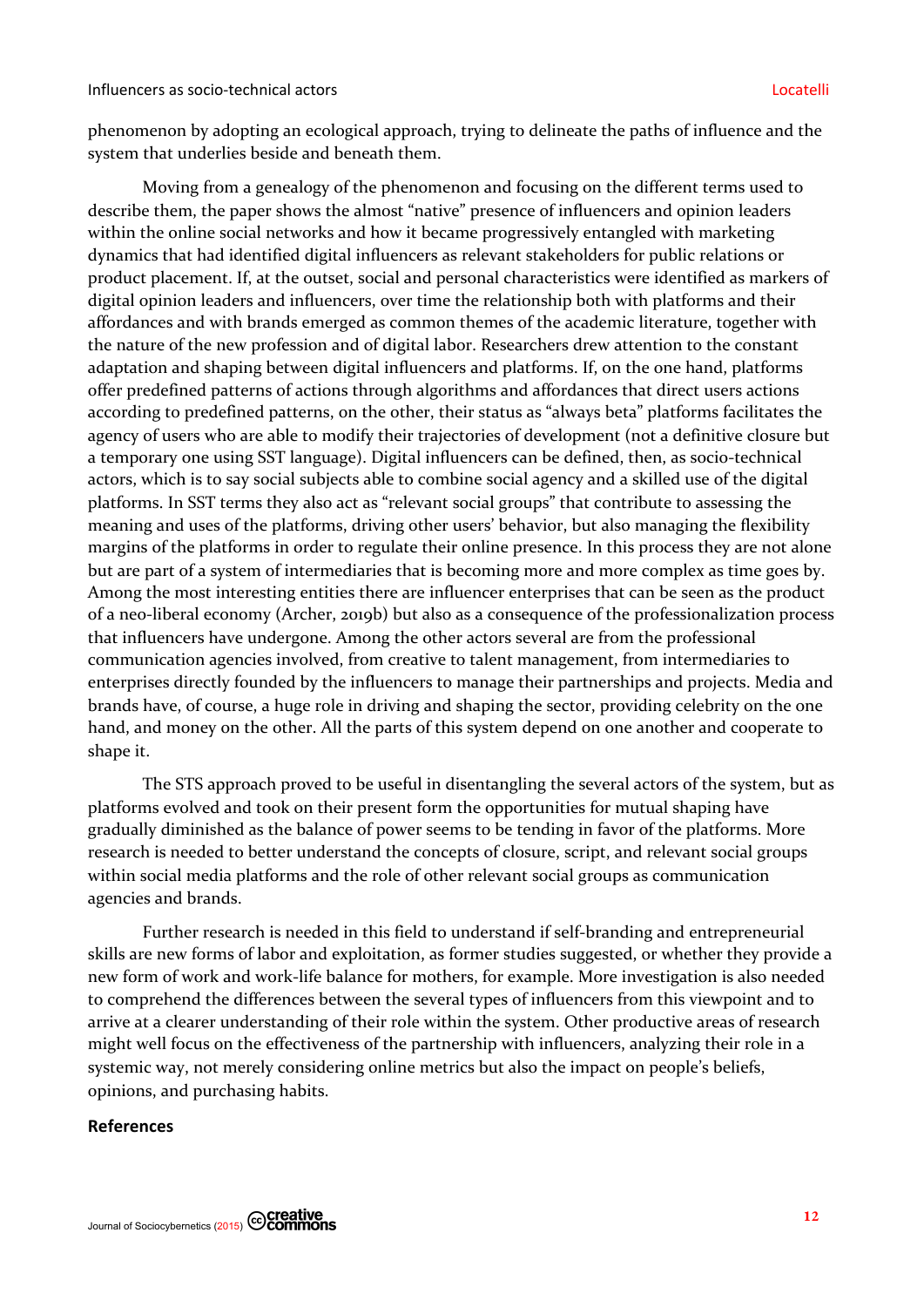phenomenon by adopting an ecological approach, trying to delineate the paths of influence and the system that underlies beside and beneath them.

Moving from a genealogy of the phenomenon and focusing on the different terms used to describe them, the paper shows the almost "native" presence of influencers and opinion leaders within the online social networks and how it became progressively entangled with marketing dynamics that had identified digital influencers as relevant stakeholders for public relations or product placement. If, at the outset, social and personal characteristics were identified as markers of digital opinion leaders and influencers, over time the relationship both with platforms and their affordances and with brands emerged as common themes of the academic literature, together with the nature of the new profession and of digital labor. Researchers drew attention to the constant adaptation and shaping between digital influencers and platforms. If, on the one hand, platforms offer predefined patterns of actions through algorithms and affordances that direct users actions according to predefined patterns, on the other, their status as "always beta" platforms facilitates the agency of users who are able to modify their trajectories of development (not a definitive closure but a temporary one using SST language). Digital influencers can be defined, then, as socio-technical actors, which is to say social subjects able to combine social agency and a skilled use of the digital platforms. In SST terms they also act as "relevant social groups" that contribute to assessing the meaning and uses of the platforms, driving other users' behavior, but also managing the flexibility margins of the platforms in order to regulate their online presence. In this process they are not alone but are part of a system of intermediaries that is becoming more and more complex as time goes by. Among the most interesting entities there are influencer enterprises that can be seen as the product of a neo-liberal economy (Archer, 2019b) but also as a consequence of the professionalization process that influencers have undergone. Among the other actors several are from the professional communication agencies involved, from creative to talent management, from intermediaries to enterprises directly founded by the influencers to manage their partnerships and projects. Media and brands have, of course, a huge role in driving and shaping the sector, providing celebrity on the one hand, and money on the other. All the parts of this system depend on one another and cooperate to shape it.

The STS approach proved to be useful in disentangling the several actors of the system, but as platforms evolved and took on their present form the opportunities for mutual shaping have gradually diminished as the balance of power seems to be tending in favor of the platforms. More research is needed to better understand the concepts of closure, script, and relevant social groups within social media platforms and the role of other relevant social groups as communication agencies and brands.

Further research is needed in this field to understand if self-branding and entrepreneurial skills are new forms of labor and exploitation, as former studies suggested, or whether they provide a new form of work and work-life balance for mothers, for example. More investigation is also needed to comprehend the differences between the several types of influencers from this viewpoint and to arrive at a clearer understanding of their role within the system. Other productive areas of research might well focus on the effectiveness of the partnership with influencers, analyzing their role in a systemic way, not merely considering online metrics but also the impact on people's beliefs, opinions, and purchasing habits.

## References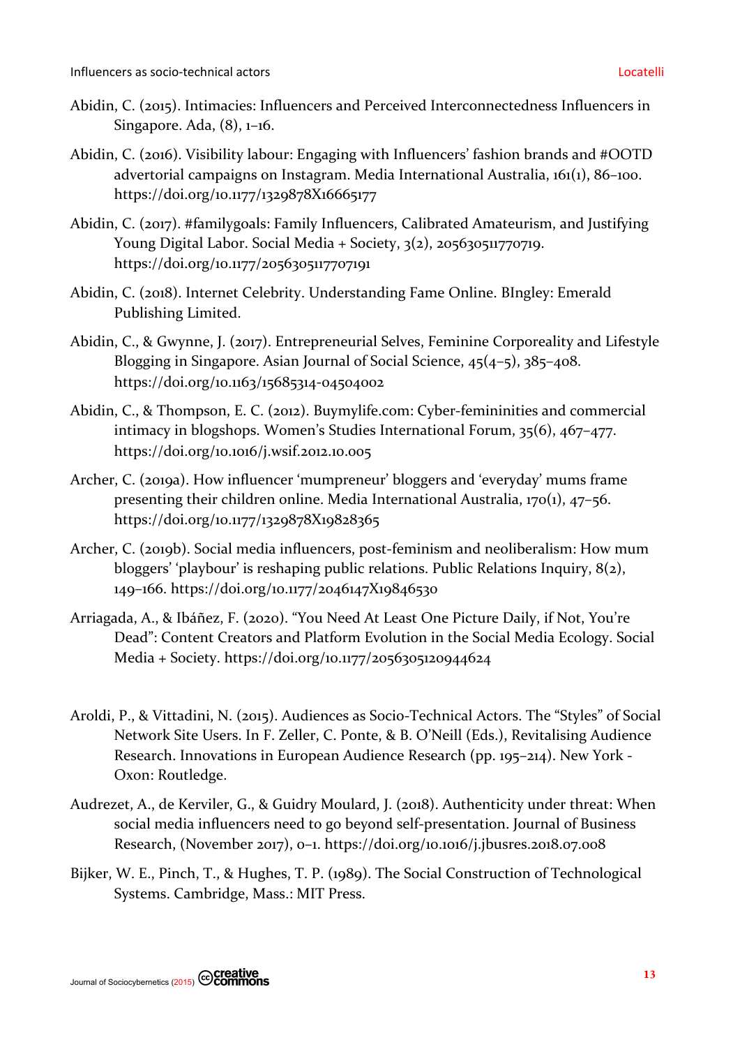Abidin, C. (2015). Intimacies: Influencers and Perceived Interconnectedness Influencers in Singapore. Ada, (8), 1–16.

Abidin, C. (2016). Visibility labour: Engaging with Influencers' fashion brands and #OOTD advertorial campaigns on Instagram. Media International Australia, 161(1), 86–100. https://doi.org/10.1177/1329878X16665177

Abidin, C. (2017). #familygoals: Family Influencers, Calibrated Amateurism, and Justifying Young Digital Labor. Social Media + Society, 3(2), 205630511770719. https://doi.org/10.1177/2056305117707191

Abidin, C. (2018). Internet Celebrity. Understanding Fame Online. BIngley: Emerald Publishing Limited.

Abidin, C., & Gwynne, J. (2017). Entrepreneurial Selves, Feminine Corporeality and Lifestyle Blogging in Singapore. Asian Journal of Social Science, 45(4–5), 385–408. https://doi.org/10.1163/15685314-04504002

Abidin, C., & Thompson, E. C. (2012). Buymylife.com: Cyber-femininities and commercial intimacy in blogshops. Women's Studies International Forum, 35(6), 467–477. https://doi.org/10.1016/j.wsif.2012.10.005

Archer, C. (2019a). How influencer 'mumpreneur' bloggers and 'everyday' mums frame presenting their children online. Media International Australia, 170(1), 47–56. https://doi.org/10.1177/1329878X19828365

Archer, C. (2019b). Social media influencers, post-feminism and neoliberalism: How mum bloggers' 'playbour' is reshaping public relations. Public Relations Inquiry, 8(2), 149–166. https://doi.org/10.1177/2046147X19846530

Arriagada, A., & Ibáñez, F. (2020). "You Need At Least One Picture Daily, if Not, You're Dead": Content Creators and Platform Evolution in the Social Media Ecology. Social Media + Society. https://doi.org/10.1177/2056305120944624

Aroldi, P., & Vittadini, N. (2015). Audiences as Socio-Technical Actors. The "Styles" of Social Network Site Users. In F. Zeller, C. Ponte, & B. O'Neill (Eds.), Revitalising Audience Research. Innovations in European Audience Research (pp. 195–214). New York - Oxon: Routledge.

Audrezet, A., de Kerviler, G., & Guidry Moulard, J. (2018). Authenticity under threat: When social media influencers need to go beyond self-presentation. Journal of Business Research, (November 2017), 0–1. https://doi.org/10.1016/j.jbusres.2018.07.008

Bijker, W. E., Pinch, T., & Hughes, T. P. (1989). The Social Construction of Technological Systems. Cambridge, Mass.: MIT Press.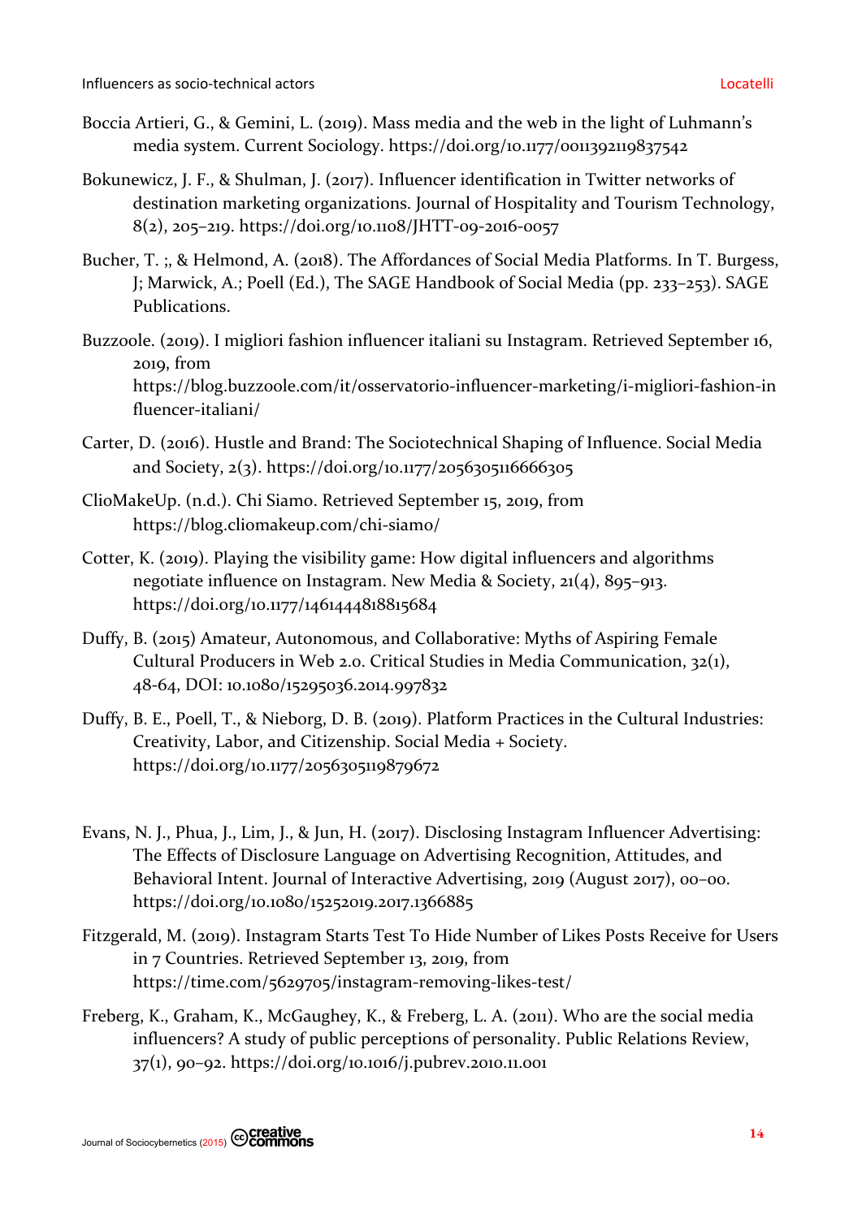Boccia Artieri, G., & Gemini, L. (2019). Mass media and the web in the light of Luhmann's media system. Current Sociology. https://doi.org/10.1177/0011392119837542

Bokunewicz, J. F., & Shulman, J. (2017). Influencer identification in Twitter networks of destination marketing organizations. Journal of Hospitality and Tourism Technology, 8(2), 205–219. https://doi.org/10.1108/JHTT-09-2016-0057

Bucher, T. ;, & Helmond, A. (2018). The Affordances of Social Media Platforms. In T. Burgess, J; Marwick, A.; Poell (Ed.), The SAGE Handbook of Social Media (pp. 233–253). SAGE Publications.

Buzzoole. (2019). I migliori fashion influencer italiani su Instagram. Retrieved September 16, 2019, from https://blog.buzzoole.com/it/osservatorio-influencer-marketing/i-migliori-fashion-influencer-italiani/

Carter, D. (2016). Hustle and Brand: The Sociotechnical Shaping of Influence. Social Media and Society, 2(3). https://doi.org/10.1177/2056305116666305

ClioMakeUp. (n.d.). Chi Siamo. Retrieved September 15, 2019, from https://blog.cliomakeup.com/chi-siamo/

Cotter, K. (2019). Playing the visibility game: How digital influencers and algorithms negotiate influence on Instagram. New Media & Society, 21(4), 895–913. https://doi.org/10.1177/1461444818815684

Duffy, B. (2015) Amateur, Autonomous, and Collaborative: Myths of Aspiring Female Cultural Producers in Web 2.0. Critical Studies in Media Communication, 32(1), 48-64, DOI: 10.1080/15295036.2014.997832

Duffy, B. E., Poell, T., & Nieborg, D. B. (2019). Platform Practices in the Cultural Industries: Creativity, Labor, and Citizenship. Social Media + Society. https://doi.org/10.1177/2056305119879672

Evans, N. J., Phua, J., Lim, J., & Jun, H. (2017). Disclosing Instagram Influencer Advertising: The Effects of Disclosure Language on Advertising Recognition, Attitudes, and Behavioral Intent. Journal of Interactive Advertising, 2019 (August 2017), 00–00. https://doi.org/10.1080/15252019.2017.1366885

Fitzgerald, M. (2019). Instagram Starts Test To Hide Number of Likes Posts Receive for Users in 7 Countries. Retrieved September 13, 2019, from https://time.com/5629705/instagram-removing-likes-test/

Freberg, K., Graham, K., McGaughey, K., & Freberg, L. A. (2011). Who are the social media influencers? A study of public perceptions of personality. Public Relations Review, 37(1), 90–92. https://doi.org/10.1016/j.pubrev.2010.11.001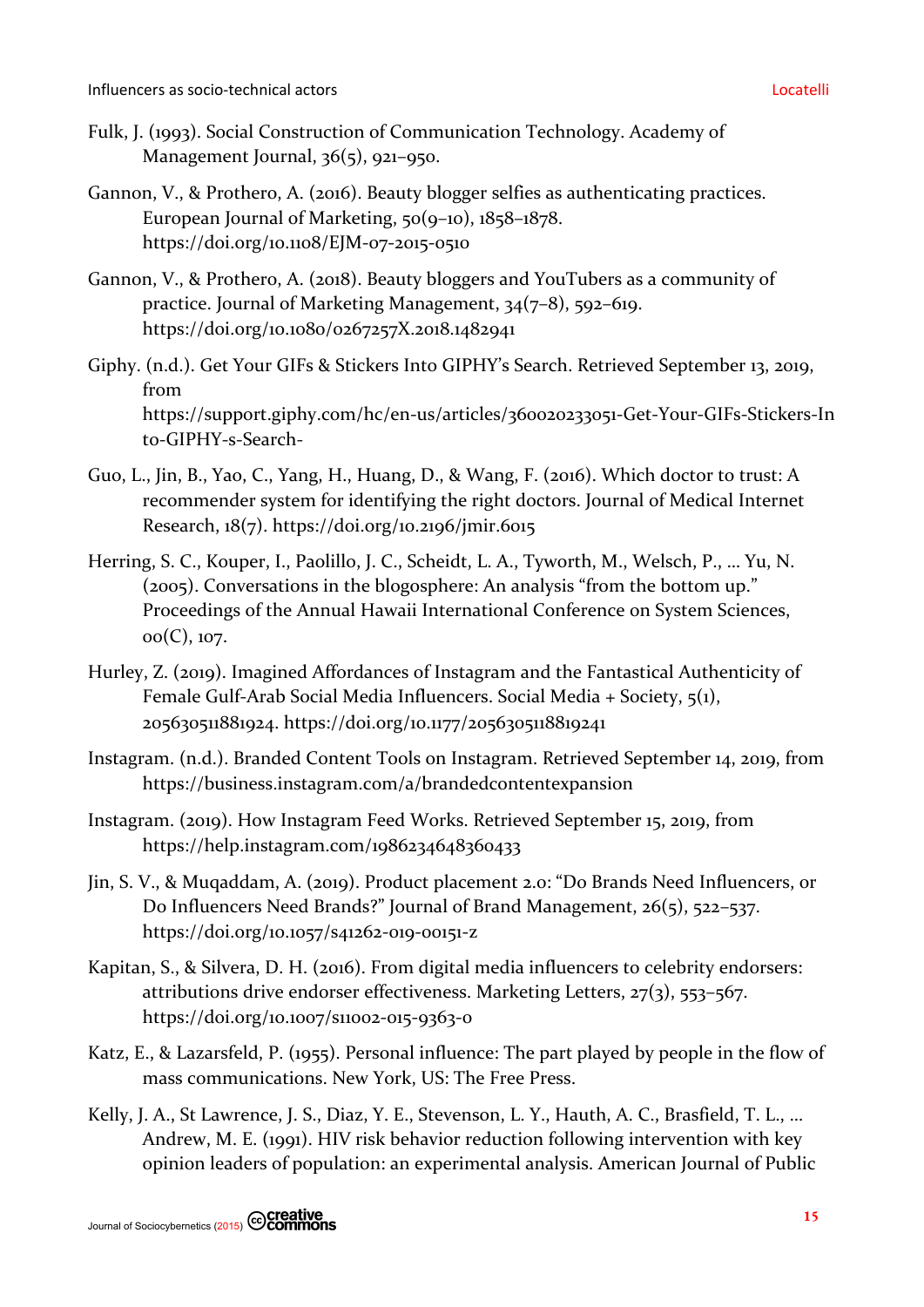Fulk, J. (1993). Social Construction of Communication Technology. Academy of Management Journal, 36(5), 921–950.

Gannon, V., & Prothero, A. (2016). Beauty blogger selfies as authenticating practices. European Journal of Marketing, 50(9–10), 1858–1878. https://doi.org/10.1108/EJM-07-2015-0510

Gannon, V., & Prothero, A. (2018). Beauty bloggers and YouTubers as a community of practice. Journal of Marketing Management, 34(7–8), 592–619. https://doi.org/10.1080/0267257X.2018.1482941

Giphy. (n.d.). Get Your GIFs & Stickers Into GIPHY's Search. Retrieved September 13, 2019, from https://support.giphy.com/hc/en-us/articles/360020233051-Get-Your-GIFs-Stickers-Into-GIPHY-s-Search-

Guo, L., Jin, B., Yao, C., Yang, H., Huang, D., & Wang, F. (2016). Which doctor to trust: A recommender system for identifying the right doctors. Journal of Medical Internet Research, 18(7). https://doi.org/10.2196/jmir.6015

Herring, S. C., Kouper, I., Paolillo, J. C., Scheidt, L. A., Tyworth, M., Welsch, P., … Yu, N. (2005). Conversations in the blogosphere: An analysis "from the bottom up." Proceedings of the Annual Hawaii International Conference on System Sciences, 00(C), 107.

Hurley, Z. (2019). Imagined Affordances of Instagram and the Fantastical Authenticity of Female Gulf-Arab Social Media Influencers. Social Media + Society, 5(1), 205630511881924. https://doi.org/10.1177/2056305118819241

Instagram. (n.d.). Branded Content Tools on Instagram. Retrieved September 14, 2019, from https://business.instagram.com/a/brandedcontentexpansion

Instagram. (2019). How Instagram Feed Works. Retrieved September 15, 2019, from https://help.instagram.com/1986234648360433

Jin, S. V., & Muqaddam, A. (2019). Product placement 2.0: "Do Brands Need Influencers, or Do Influencers Need Brands?" Journal of Brand Management, 26(5), 522–537. https://doi.org/10.1057/s41262-019-00151-z

Kapitan, S., & Silvera, D. H. (2016). From digital media influencers to celebrity endorsers: attributions drive endorser effectiveness. Marketing Letters, 27(3), 553–567. https://doi.org/10.1007/s11002-015-9363-0

Katz, E., & Lazarsfeld, P. (1955). Personal influence: The part played by people in the flow of mass communications. New York, US: The Free Press.

Kelly, J. A., St Lawrence, J. S., Diaz, Y. E., Stevenson, L. Y., Hauth, A. C., Brasfield, T. L., … Andrew, M. E. (1991). HIV risk behavior reduction following intervention with key opinion leaders of population: an experimental analysis. American Journal of Public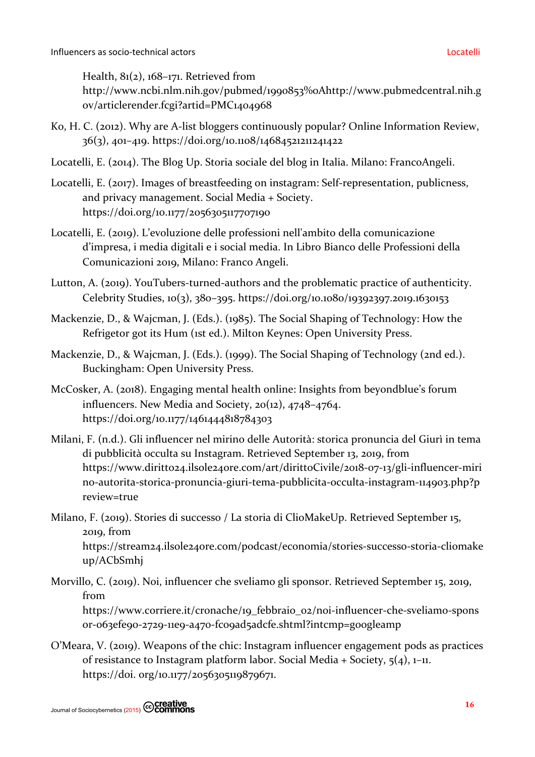Health, 81(2), 168–171. Retrieved from http://www.ncbi.nlm.nih.gov/pubmed/1990853%0Ahttp://www.pubmedcentral.nih.gov/articlerender.fcgi?artid=PMC1404968

Ko, H. C. (2012). Why are A-list bloggers continuously popular? Online Information Review, 36(3), 401–419. https://doi.org/10.1108/14684521211241422

Locatelli, E. (2014). The Blog Up. Storia sociale del blog in Italia. Milano: FrancoAngeli.

Locatelli, E. (2017). Images of breastfeeding on instagram: Self-representation, publicness, and privacy management. Social Media + Society. https://doi.org/10.1177/2056305117707190

Locatelli, E. (2019). L'evoluzione delle professioni nell'ambito della comunicazione d'impresa, i media digitali e i social media. In Libro Bianco delle Professioni della Comunicazioni 2019, Milano: Franco Angeli.

Lutton, A. (2019). YouTubers-turned-authors and the problematic practice of authenticity. Celebrity Studies, 10(3), 380–395. https://doi.org/10.1080/19392397.2019.1630153

Mackenzie, D., & Wajcman, J. (Eds.). (1985). The Social Shaping of Technology: How the Refrigetor got its Hum (1st ed.). Milton Keynes: Open University Press.

Mackenzie, D., & Wajcman, J. (Eds.). (1999). The Social Shaping of Technology (2nd ed.). Buckingham: Open University Press.

McCosker, A. (2018). Engaging mental health online: Insights from beyondblue's forum influencers. New Media and Society, 20(12), 4748–4764. https://doi.org/10.1177/1461444818784303

Milani, F. (n.d.). Gli influencer nel mirino delle Autorità: storica pronuncia del Giurì in tema di pubblicità occulta su Instagram. Retrieved September 13, 2019, from https://www.diritto24.ilsole24ore.com/art/dirittoCivile/2018-07-13/gli-influencer-mirino-autorita-storica-pronuncia-giuri-tema-pubblicita-occulta-instagram-114903.php?preview=true

Milano, F. (2019). Stories di successo / La storia di ClioMakeUp. Retrieved September 15, 2019, from https://stream24.ilsole24ore.com/podcast/economia/stories-successo-storia-cliomakeup/ACbSmhj

Morvillo, C. (2019). Noi, influencer che sveliamo gli sponsor. Retrieved September 15, 2019, from https://www.corriere.it/cronache/19_febbraio_02/noi-influencer-che-sveliamo-sponsor-063efe90-2729-11e9-a470-fc09ad5adcfe.shtml?intcmp=googleamp

O'Meara, V. (2019). Weapons of the chic: Instagram influencer engagement pods as practices of resistance to Instagram platform labor. Social Media + Society, 5(4), 1–11. https://doi. org/10.1177/2056305119879671.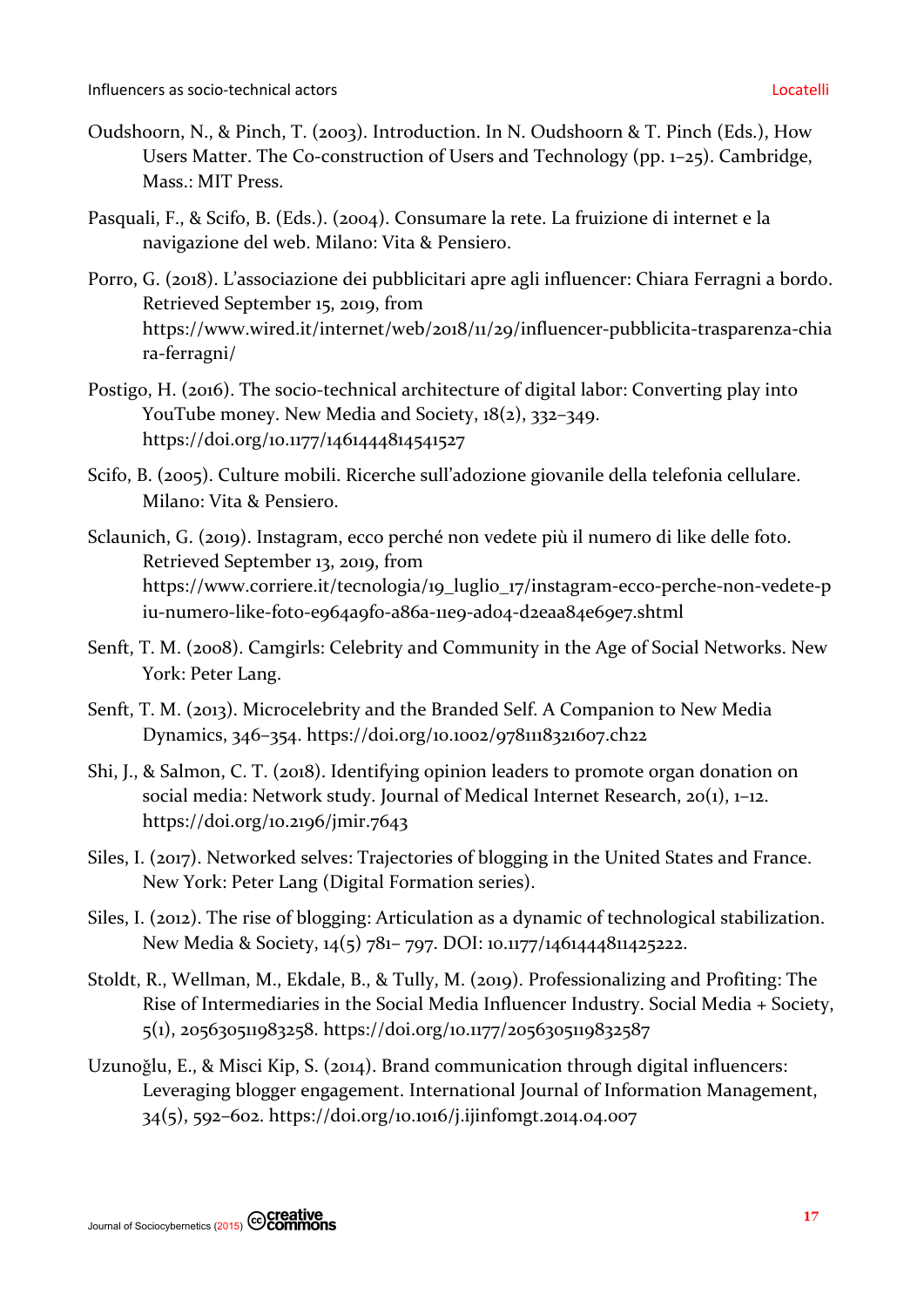Oudshoorn, N., & Pinch, T. (2003). Introduction. In N. Oudshoorn & T. Pinch (Eds.), How Users Matter. The Co-construction of Users and Technology (pp. 1–25). Cambridge, Mass.: MIT Press.

Pasquali, F., & Scifo, B. (Eds.). (2004). Consumare la rete. La fruizione di internet e la navigazione del web. Milano: Vita & Pensiero.

Porro, G. (2018). L'associazione dei pubblicitari apre agli influencer: Chiara Ferragni a bordo. Retrieved September 15, 2019, from https://www.wired.it/internet/web/2018/11/29/influencer-pubblicita-trasparenza-chiara-ferragni/

Postigo, H. (2016). The socio-technical architecture of digital labor: Converting play into YouTube money. New Media and Society, 18(2), 332–349. https://doi.org/10.1177/1461444814541527

Scifo, B. (2005). Culture mobili. Ricerche sull'adozione giovanile della telefonia cellulare. Milano: Vita & Pensiero.

Sclaunich, G. (2019). Instagram, ecco perché non vedete più il numero di like delle foto. Retrieved September 13, 2019, from https://www.corriere.it/tecnologia/19_luglio_17/instagram-ecco-perche-non-vedete-piu-numero-like-foto-e964a9f0-a86a-11e9-ad04-d2eaa84e69e7.shtml

Senft, T. M. (2008). Camgirls: Celebrity and Community in the Age of Social Networks. New York: Peter Lang.

Senft, T. M. (2013). Microcelebrity and the Branded Self. A Companion to New Media Dynamics, 346–354. https://doi.org/10.1002/9781118321607.ch22

Shi, J., & Salmon, C. T. (2018). Identifying opinion leaders to promote organ donation on social media: Network study. Journal of Medical Internet Research, 20(1), 1–12. https://doi.org/10.2196/jmir.7643

Siles, I. (2017). Networked selves: Trajectories of blogging in the United States and France. New York: Peter Lang (Digital Formation series).

Siles, I. (2012). The rise of blogging: Articulation as a dynamic of technological stabilization. New Media & Society, 14(5) 781– 797. DOI: 10.1177/1461444811425222.

Stoldt, R., Wellman, M., Ekdale, B., & Tully, M. (2019). Professionalizing and Profiting: The Rise of Intermediaries in the Social Media Influencer Industry. Social Media + Society, 5(1), 205630511983258. https://doi.org/10.1177/2056305119832587

Uzunoğlu, E., & Misci Kip, S. (2014). Brand communication through digital influencers: Leveraging blogger engagement. International Journal of Information Management, 34(5), 592–602. https://doi.org/10.1016/j.ijinfomgt.2014.04.007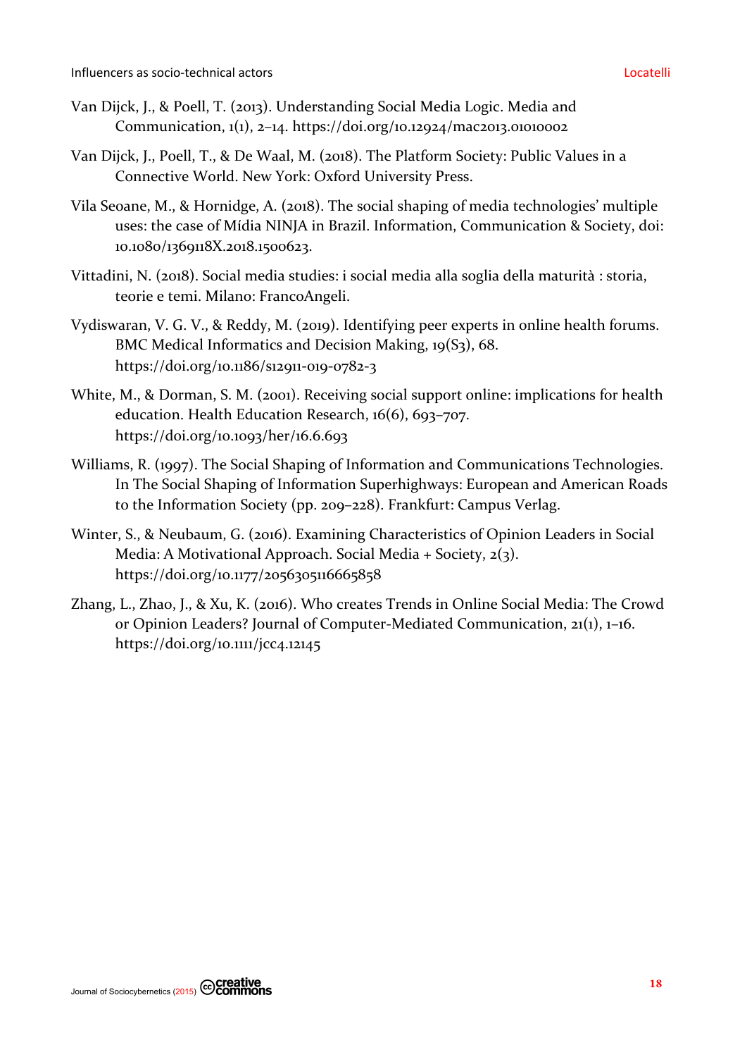Van Dijck, J., & Poell, T. (2013). Understanding Social Media Logic. Media and Communication, 1(1), 2–14. https://doi.org/10.12924/mac2013.01010002

Van Dijck, J., Poell, T., & De Waal, M. (2018). The Platform Society: Public Values in a Connective World. New York: Oxford University Press.

Vila Seoane, M., & Hornidge, A. (2018). The social shaping of media technologies' multiple uses: the case of Mídia NINJA in Brazil. Information, Communication & Society, doi: 10.1080/1369118X.2018.1500623.

Vittadini, N. (2018). Social media studies: i social media alla soglia della maturità : storia, teorie e temi. Milano: FrancoAngeli.

Vydiswaran, V. G. V., & Reddy, M. (2019). Identifying peer experts in online health forums. BMC Medical Informatics and Decision Making, 19(S3), 68. https://doi.org/10.1186/s12911-019-0782-3

White, M., & Dorman, S. M. (2001). Receiving social support online: implications for health education. Health Education Research, 16(6), 693–707. https://doi.org/10.1093/her/16.6.693

Williams, R. (1997). The Social Shaping of Information and Communications Technologies. In The Social Shaping of Information Superhighways: European and American Roads to the Information Society (pp. 209–228). Frankfurt: Campus Verlag.

Winter, S., & Neubaum, G. (2016). Examining Characteristics of Opinion Leaders in Social Media: A Motivational Approach. Social Media + Society, 2(3). https://doi.org/10.1177/2056305116665858

Zhang, L., Zhao, J., & Xu, K. (2016). Who creates Trends in Online Social Media: The Crowd or Opinion Leaders? Journal of Computer-Mediated Communication, 21(1), 1–16. https://doi.org/10.1111/jcc4.12145